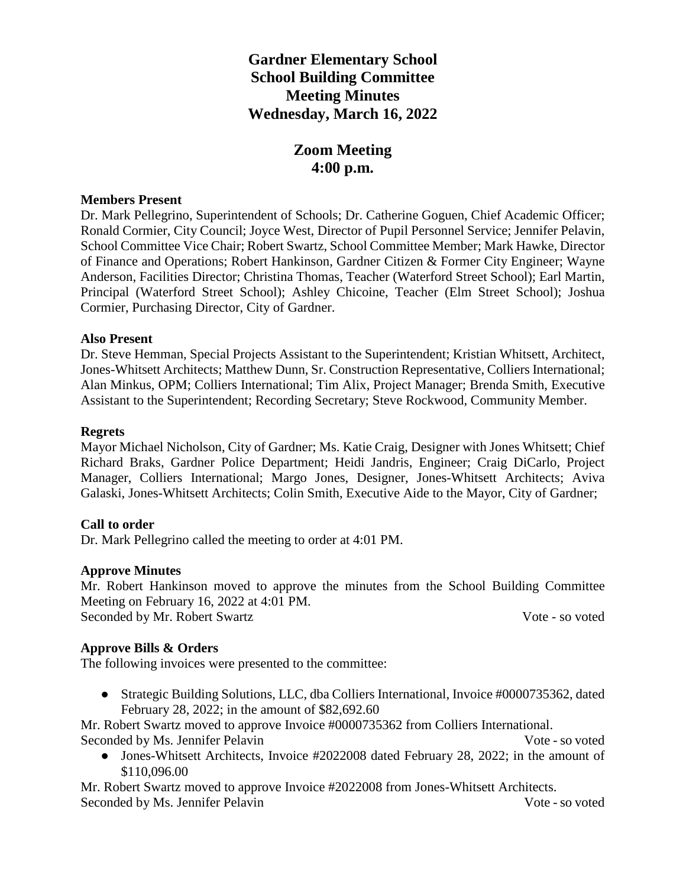# Gardner Elementary School
# School Building Committee
# Meeting Minutes
# Wednesday, March 16, 2022

## Zoom Meeting
## 4:00 p.m.

**Members Present**

Dr. Mark Pellegrino, Superintendent of Schools; Dr. Catherine Goguen, Chief Academic Officer; Ronald Cormier, City Council; Joyce West, Director of Pupil Personnel Service; Jennifer Pelavin, School Committee Vice Chair; Robert Swartz, School Committee Member; Mark Hawke, Director of Finance and Operations; Robert Hankinson, Gardner Citizen & Former City Engineer; Wayne Anderson, Facilities Director; Christina Thomas, Teacher (Waterford Street School); Earl Martin, Principal (Waterford Street School); Ashley Chicoine, Teacher (Elm Street School); Joshua Cormier, Purchasing Director, City of Gardner.

**Also Present**

Dr. Steve Hemman, Special Projects Assistant to the Superintendent; Kristian Whitsett, Architect, Jones-Whitsett Architects; Matthew Dunn, Sr. Construction Representative, Colliers International; Alan Minkus, OPM; Colliers International; Tim Alix, Project Manager; Brenda Smith, Executive Assistant to the Superintendent; Recording Secretary; Steve Rockwood, Community Member.

**Regrets**

Mayor Michael Nicholson, City of Gardner; Ms. Katie Craig, Designer with Jones Whitsett; Chief Richard Braks, Gardner Police Department; Heidi Jandris, Engineer; Craig DiCarlo, Project Manager, Colliers International; Margo Jones, Designer, Jones-Whitsett Architects; Aviva Galaski, Jones-Whitsett Architects; Colin Smith, Executive Aide to the Mayor, City of Gardner;

**Call to order**

Dr. Mark Pellegrino called the meeting to order at 4:01 PM.

**Approve Minutes**

Mr. Robert Hankinson moved to approve the minutes from the School Building Committee Meeting on February 16, 2022 at 4:01 PM.
Seconded by Mr. Robert Swartz — Vote - so voted

**Approve Bills & Orders**

The following invoices were presented to the committee:

- Strategic Building Solutions, LLC, dba Colliers International, Invoice #0000735362, dated February 28, 2022; in the amount of $82,692.60

Mr. Robert Swartz moved to approve Invoice #0000735362 from Colliers International.
Seconded by Ms. Jennifer Pelavin — Vote - so voted

- Jones-Whitsett Architects, Invoice #2022008 dated February 28, 2022; in the amount of $110,096.00

Mr. Robert Swartz moved to approve Invoice #2022008 from Jones-Whitsett Architects.
Seconded by Ms. Jennifer Pelavin — Vote - so voted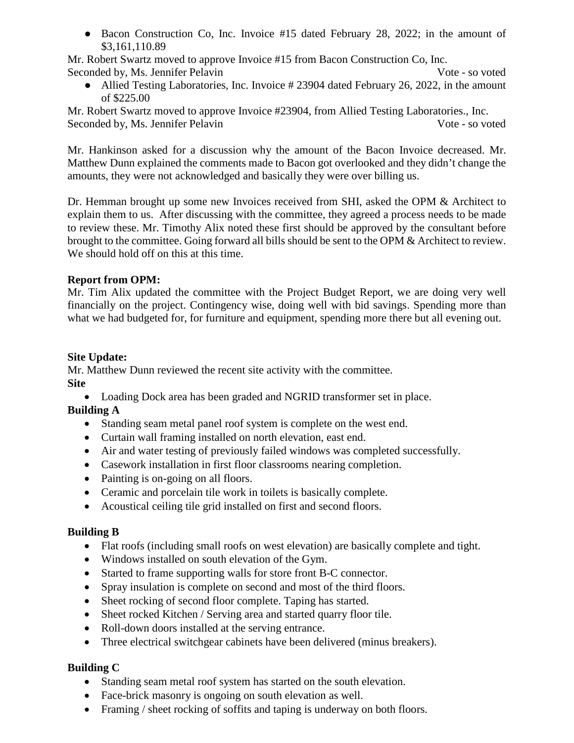- Bacon Construction Co, Inc. Invoice #15 dated February 28, 2022; in the amount of $3,161,110.89

Mr. Robert Swartz moved to approve Invoice #15 from Bacon Construction Co, Inc.
Seconded by, Ms. Jennifer Pelavin Vote - so voted

- Allied Testing Laboratories, Inc. Invoice # 23904 dated February 26, 2022, in the amount of $225.00

Mr. Robert Swartz moved to approve Invoice #23904, from Allied Testing Laboratories., Inc.
Seconded by, Ms. Jennifer Pelavin Vote - so voted

Mr. Hankinson asked for a discussion why the amount of the Bacon Invoice decreased. Mr. Matthew Dunn explained the comments made to Bacon got overlooked and they didn't change the amounts, they were not acknowledged and basically they were over billing us.

Dr. Hemman brought up some new Invoices received from SHI, asked the OPM & Architect to explain them to us. After discussing with the committee, they agreed a process needs to be made to review these. Mr. Timothy Alix noted these first should be approved by the consultant before brought to the committee. Going forward all bills should be sent to the OPM & Architect to review. We should hold off on this at this time.

**Report from OPM:**
Mr. Tim Alix updated the committee with the Project Budget Report, we are doing very well financially on the project. Contingency wise, doing well with bid savings. Spending more than what we had budgeted for, for furniture and equipment, spending more there but all evening out.

**Site Update:**
Mr. Matthew Dunn reviewed the recent site activity with the committee.

**Site**

- Loading Dock area has been graded and NGRID transformer set in place.

**Building A**

- Standing seam metal panel roof system is complete on the west end.
- Curtain wall framing installed on north elevation, east end.
- Air and water testing of previously failed windows was completed successfully.
- Casework installation in first floor classrooms nearing completion.
- Painting is on-going on all floors.
- Ceramic and porcelain tile work in toilets is basically complete.
- Acoustical ceiling tile grid installed on first and second floors.

**Building B**

- Flat roofs (including small roofs on west elevation) are basically complete and tight.
- Windows installed on south elevation of the Gym.
- Started to frame supporting walls for store front B-C connector.
- Spray insulation is complete on second and most of the third floors.
- Sheet rocking of second floor complete. Taping has started.
- Sheet rocked Kitchen / Serving area and started quarry floor tile.
- Roll-down doors installed at the serving entrance.
- Three electrical switchgear cabinets have been delivered (minus breakers).

**Building C**

- Standing seam metal roof system has started on the south elevation.
- Face-brick masonry is ongoing on south elevation as well.
- Framing / sheet rocking of soffits and taping is underway on both floors.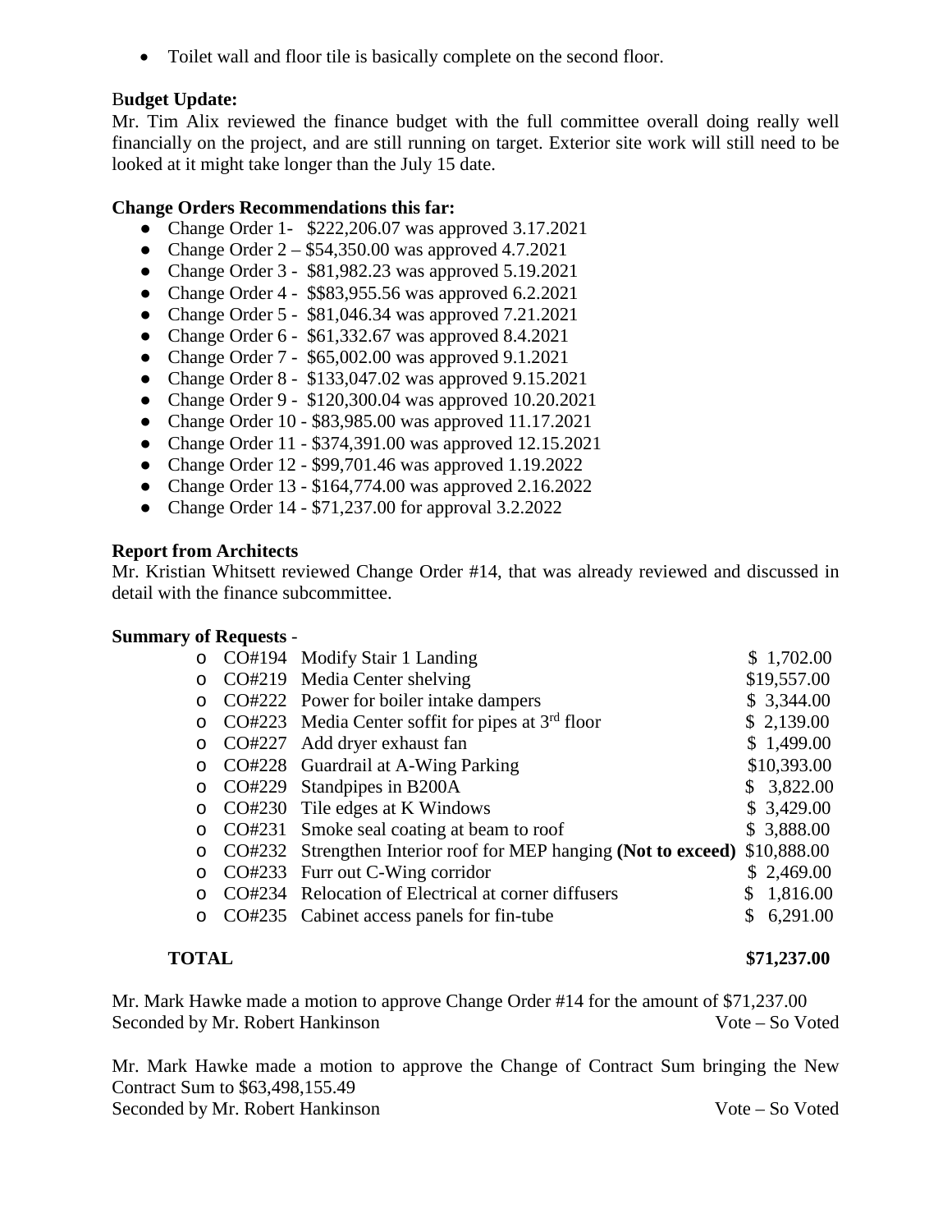- Toilet wall and floor tile is basically complete on the second floor.

**Budget Update:**

Mr. Tim Alix reviewed the finance budget with the full committee overall doing really well financially on the project, and are still running on target. Exterior site work will still need to be looked at it might take longer than the July 15 date.

**Change Orders Recommendations this far:**

- Change Order 1- $222,206.07 was approved 3.17.2021
- Change Order 2 – $54,350.00 was approved 4.7.2021
- Change Order 3 - $81,982.23 was approved 5.19.2021
- Change Order 4 - $$83,955.56 was approved 6.2.2021
- Change Order 5 - $81,046.34 was approved 7.21.2021
- Change Order 6 - $61,332.67 was approved 8.4.2021
- Change Order 7 - $65,002.00 was approved 9.1.2021
- Change Order 8 - $133,047.02 was approved 9.15.2021
- Change Order 9 - $120,300.04 was approved 10.20.2021
- Change Order 10 - $83,985.00 was approved 11.17.2021
- Change Order 11 - $374,391.00 was approved 12.15.2021
- Change Order 12 - $99,701.46 was approved 1.19.2022
- Change Order 13 - $164,774.00 was approved 2.16.2022
- Change Order 14 - $71,237.00 for approval 3.2.2022

**Report from Architects**

Mr. Kristian Whitsett reviewed Change Order #14, that was already reviewed and discussed in detail with the finance subcommittee.

**Summary of Requests** -

| | | |
|---|---|---|
| CO#194 | Modify Stair 1 Landing | $ 1,702.00 |
| CO#219 | Media Center shelving | $19,557.00 |
| CO#222 | Power for boiler intake dampers | $ 3,344.00 |
| CO#223 | Media Center soffit for pipes at 3rd floor | $ 2,139.00 |
| CO#227 | Add dryer exhaust fan | $ 1,499.00 |
| CO#228 | Guardrail at A-Wing Parking | $10,393.00 |
| CO#229 | Standpipes in B200A | $ 3,822.00 |
| CO#230 | Tile edges at K Windows | $ 3,429.00 |
| CO#231 | Smoke seal coating at beam to roof | $ 3,888.00 |
| CO#232 | Strengthen Interior roof for MEP hanging **(Not to exceed)** | $10,888.00 |
| CO#233 | Furr out C-Wing corridor | $ 2,469.00 |
| CO#234 | Relocation of Electrical at corner diffusers | $ 1,816.00 |
| CO#235 | Cabinet access panels for fin-tube | $ 6,291.00 |
| **TOTAL** | | **$71,237.00** |

Mr. Mark Hawke made a motion to approve Change Order #14 for the amount of $71,237.00
Seconded by Mr. Robert Hankinson — Vote – So Voted

Mr. Mark Hawke made a motion to approve the Change of Contract Sum bringing the New Contract Sum to $63,498,155.49
Seconded by Mr. Robert Hankinson — Vote – So Voted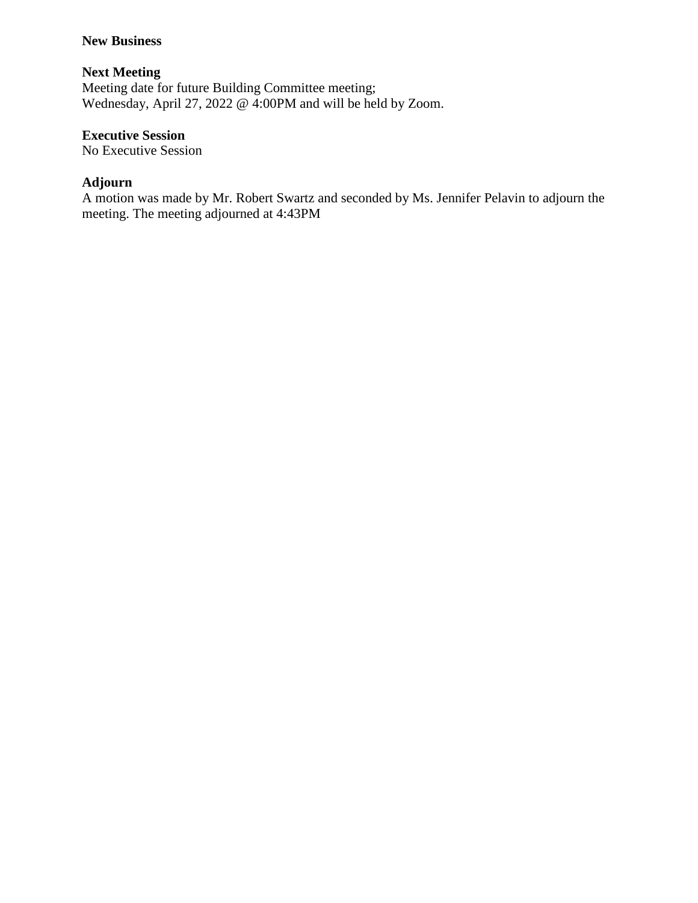**New Business**

**Next Meeting**
Meeting date for future Building Committee meeting;
Wednesday, April 27, 2022 @ 4:00PM and will be held by Zoom.

**Executive Session**
No Executive Session

**Adjourn**
A motion was made by Mr. Robert Swartz and seconded by Ms. Jennifer Pelavin to adjourn the meeting. The meeting adjourned at 4:43PM